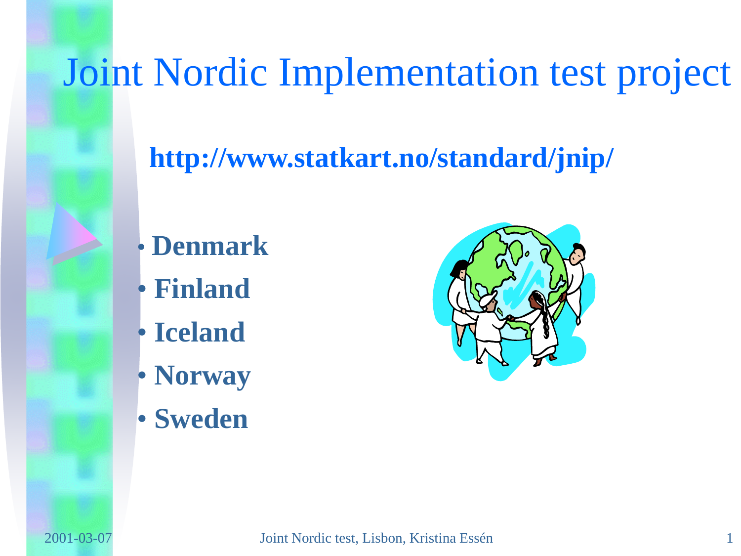# Joint Nordic Implementation test project

**http://www.statkart.no/standard/jnip/**

- **Denmark**
- **Finland**
- **Iceland**
- **Norway**
- **Sweden**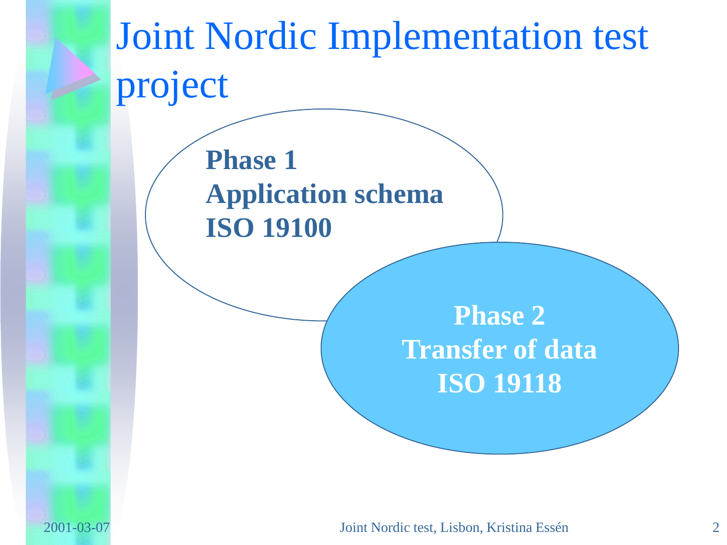# Joint Nordic Implementation test project

**Phase 1**
**Application schema**
**ISO 19100**

**Phase 2**
**Transfer of data**
**ISO 19118**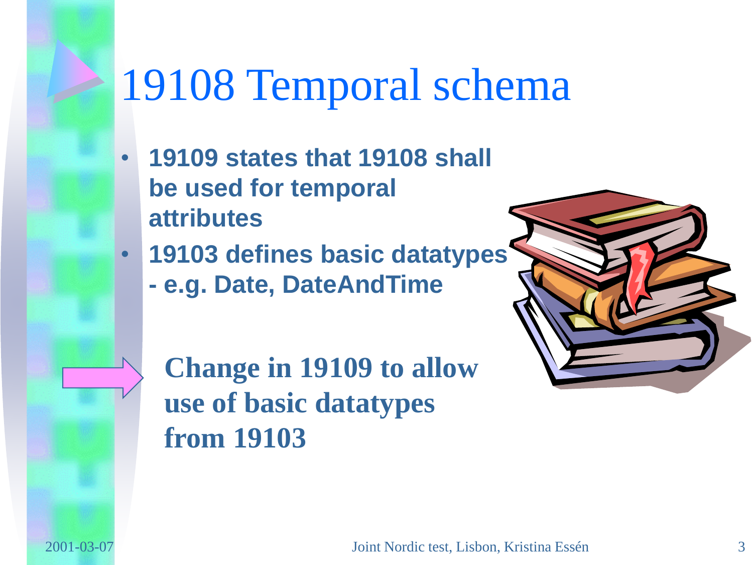# 19108 Temporal schema

- **19109 states that 19108 shall be used for temporal attributes**
- **19103 defines basic datatypes - e.g. Date, DateAndTime**

**Change in 19109 to allow use of basic datatypes from 19103**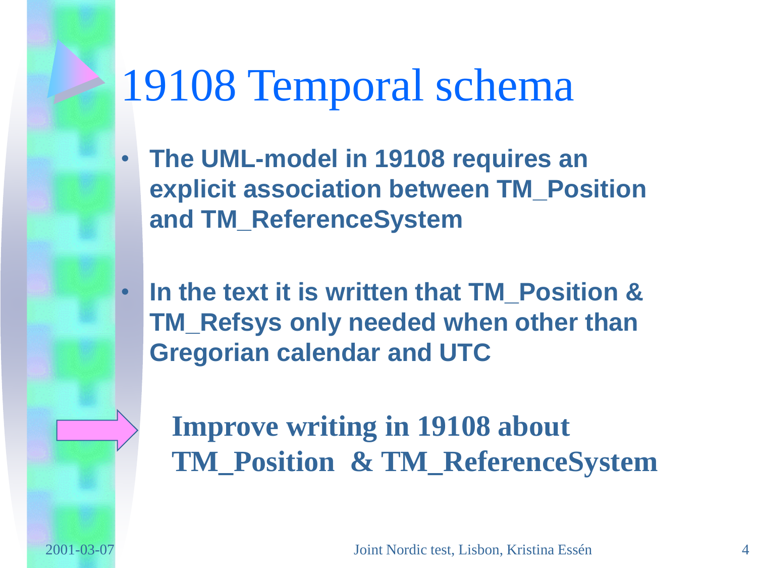# 19108 Temporal schema

- **The UML-model in 19108 requires an explicit association between TM_Position and TM_ReferenceSystem**

- **In the text it is written that TM_Position & TM_Refsys only needed when other than Gregorian calendar and UTC**

**Improve writing in 19108 about TM_Position & TM_ReferenceSystem**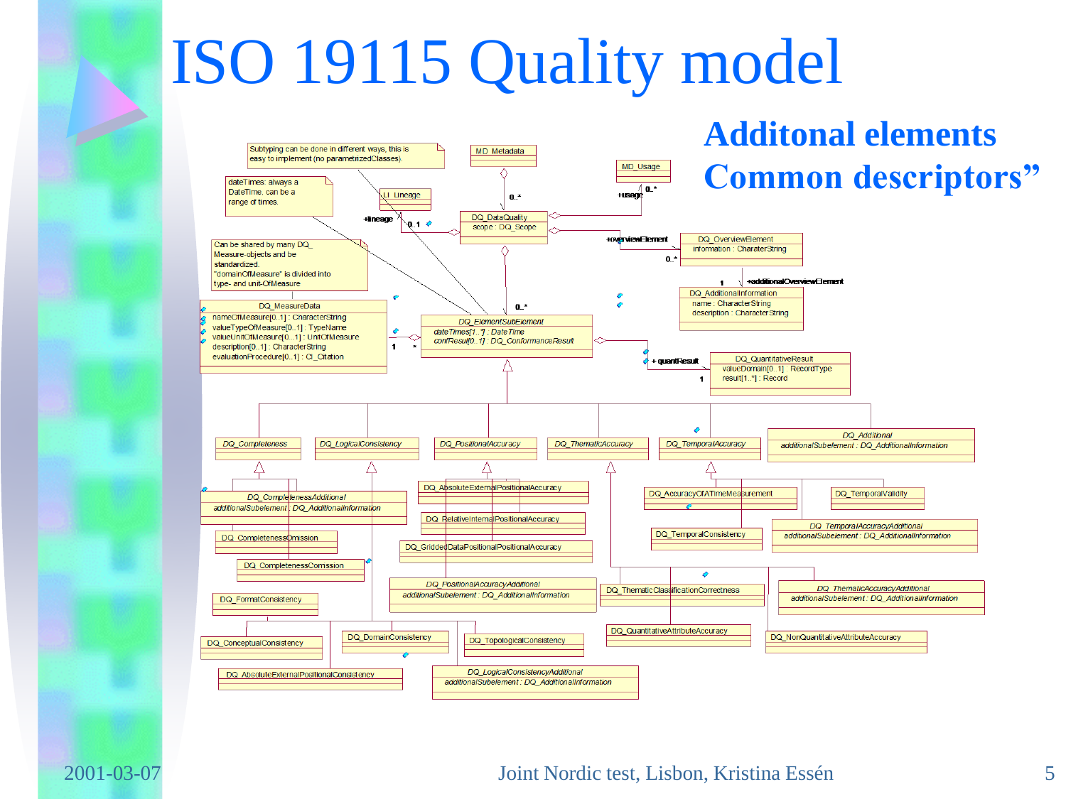# ISO 19115 Quality model

## Additonal elements Common descriptors”

Subtyping can be done in different ways, this is easy to implement (no parametrizedClasses).

dateTimes: always a DateTime, can be a range of times.

Can be shared by many DQ_ Measure-objects and be standardized. "domainOfMeasure" is divided into type- and unit-OfMeasure

MD_Metadata

MD_Usage

LI_Lineage

DQ_DataQuality
scope : DQ_Scope

DQ_OverviewElement
information : CharaterString

DQ_AdditionalInformation
name : CharacterString
description : CharacterString

DQ_MeasureData
nameOfMeasure[0..1] : CharacterString
valueTypeOfMeasure[0..1] : TypeName
valueUnitOfMeasure[0..1] : UnitOfMeasure
description[0..1] : CharacterString
evaluationProcedure[0..1] : CI_Citation

DQ_ElementSubElement
dateTimes[1..*] : DateTime
confResult[0..1] : DQ_ConformanceResult

DQ_QuantitativeResult
valueDomain[0..1] : RecordType
result[1..*] : Record

+lineage 0..1, 0..*, +usage 0..*, +overviewElement 0..*, 1 +additionalOverviewElement, 0..*, 1 *, + quantResult 1

DQ_Completeness
DQ_LogicalConsistency
DQ_PositionalAccuracy
DQ_ThematicAccuracy
DQ_TemporalAccuracy
DQ_Additional
additionalSubelement : DQ_AdditionalInformation

DQ_CompletenessAdditional
additionalSubelement : DQ_AdditionalInformation

DQ_CompletenessOmission
DQ_CompletenessComission
DQ_FormatConsistency
DQ_ConceptualConsistency
DQ_AbsoluteExternalPositionalConsistency
DQ_DomainConsistency
DQ_TopologicalConsistency

DQ_LogicalConsistencyAdditional
additionalSubelement : DQ_AdditionalInformation

DQ_AbsoluteExternalPositionalAccuracy
DQ_RelativeInternalPositionalAccuracy
DQ_GriddedDataPositionalPositionalAccuracy

DQ_PositionalAccuracyAdditional
additionalSubelement : DQ_AdditionalInformation

DQ_AccuracyOfATimeMeasurement
DQ_TemporalValidity
DQ_TemporalConsistency

DQ_TemporalAccuracyAdditional
additionalSubelement : DQ_AdditionalInformation

DQ_ThematicClassificationCorrectness

DQ_ThematicAccuracyAdditional
additionalSubelement : DQ_AdditionalInformation

DQ_QuantitativeAttributeAccuracy
DQ_NonQuantitativeAttributeAccuracy

2001-03-07 Joint Nordic test, Lisbon, Kristina Essén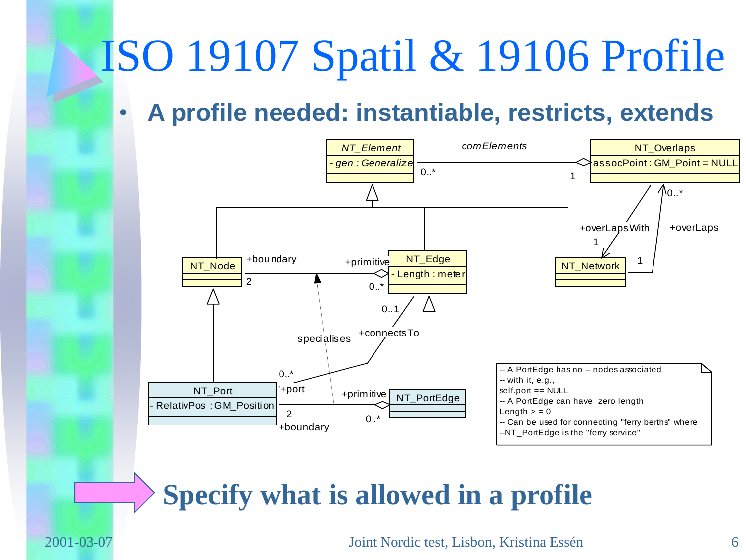# ISO 19107 Spatil & 19106 Profile

- **A profile needed: instantiable, restricts, extends**

NT_Element
- gen : Generalize

comElements

0..*

1

NT_Overlaps
assocPoint : GM_Point = NULL

0..*

+overLapsWith

1

+overLaps

1

NT_Node

+boundary

2

+primitive

0..*

NT_Edge
- Length : meter

NT_Network

0..1

+connectsTo

specialises

0..*

+port

NT_Port
- RelativPos : GM_Position

2

+boundary

+primitive

0..*

NT_PortEdge

```
-- A PortEdge has no -- nodes associated
-- with it, e.g.,
self.port == NULL
-- A PortEdge can have  zero length
Length > = 0
-- Can be used for connecting "ferry berths" where
--NT_PortEdge is the "ferry service"
```

**Specify what is allowed in a profile**

2001-03-07 Joint Nordic test, Lisbon, Kristina Essén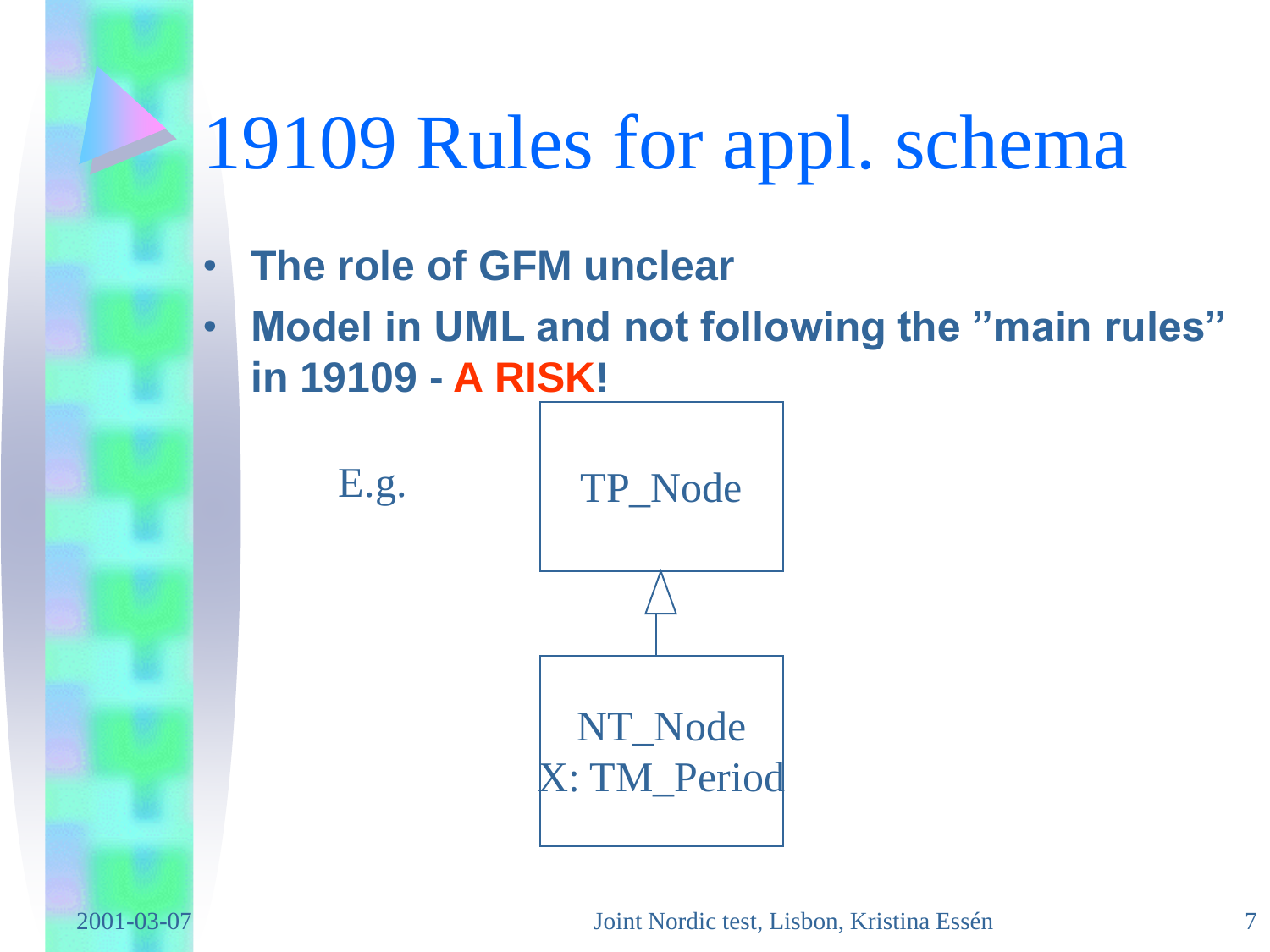# 19109 Rules for appl. schema

- **The role of GFM unclear**
- **Model in UML and not following the ”main rules” in 19109 - A RISK!**

E.g.

TP_Node

NT_Node
X: TM_Period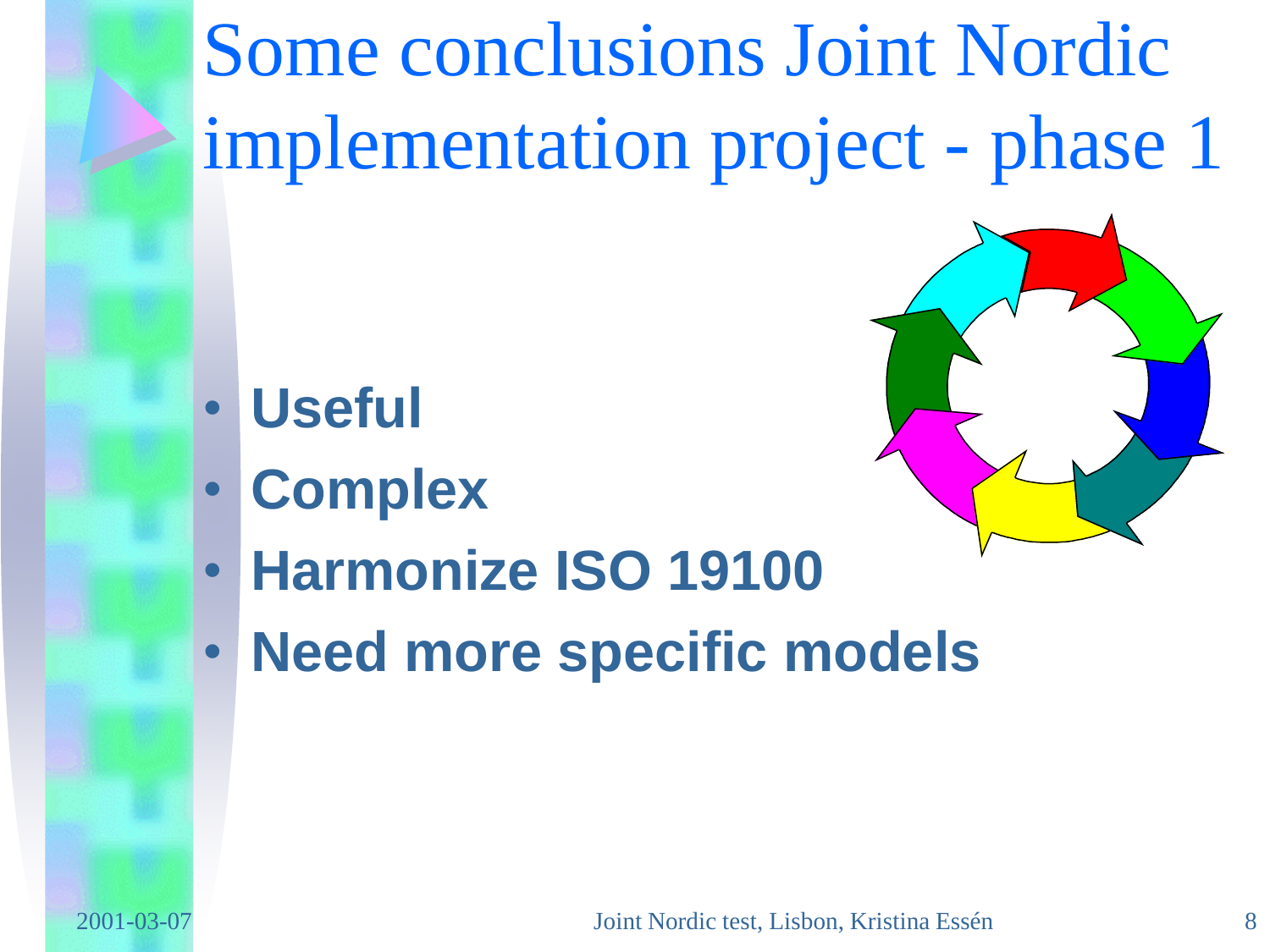# Some conclusions Joint Nordic implementation project - phase 1

- **Useful**
- **Complex**
- **Harmonize ISO 19100**
- **Need more specific models**